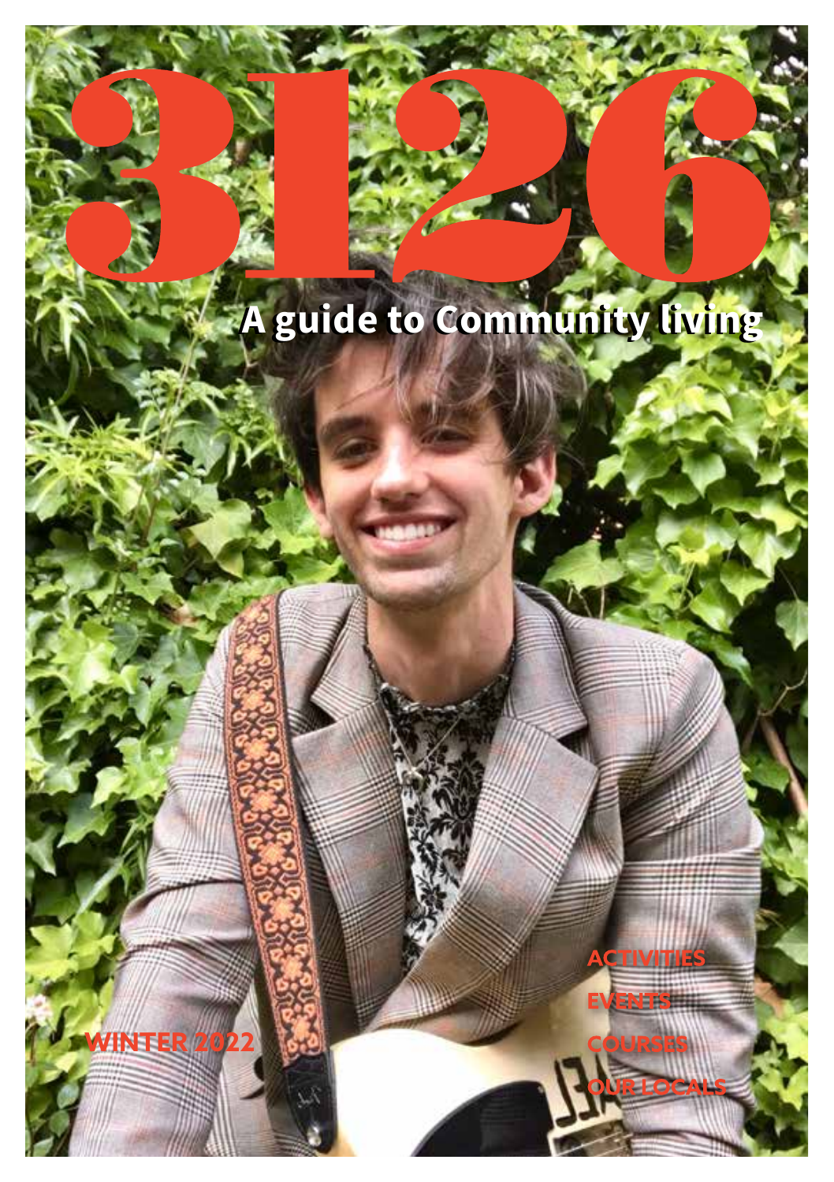# 3126

## A guide to Community living

WINTER 2022

ACTIVITIES

EVENTS

COURSES

OUR LOCALS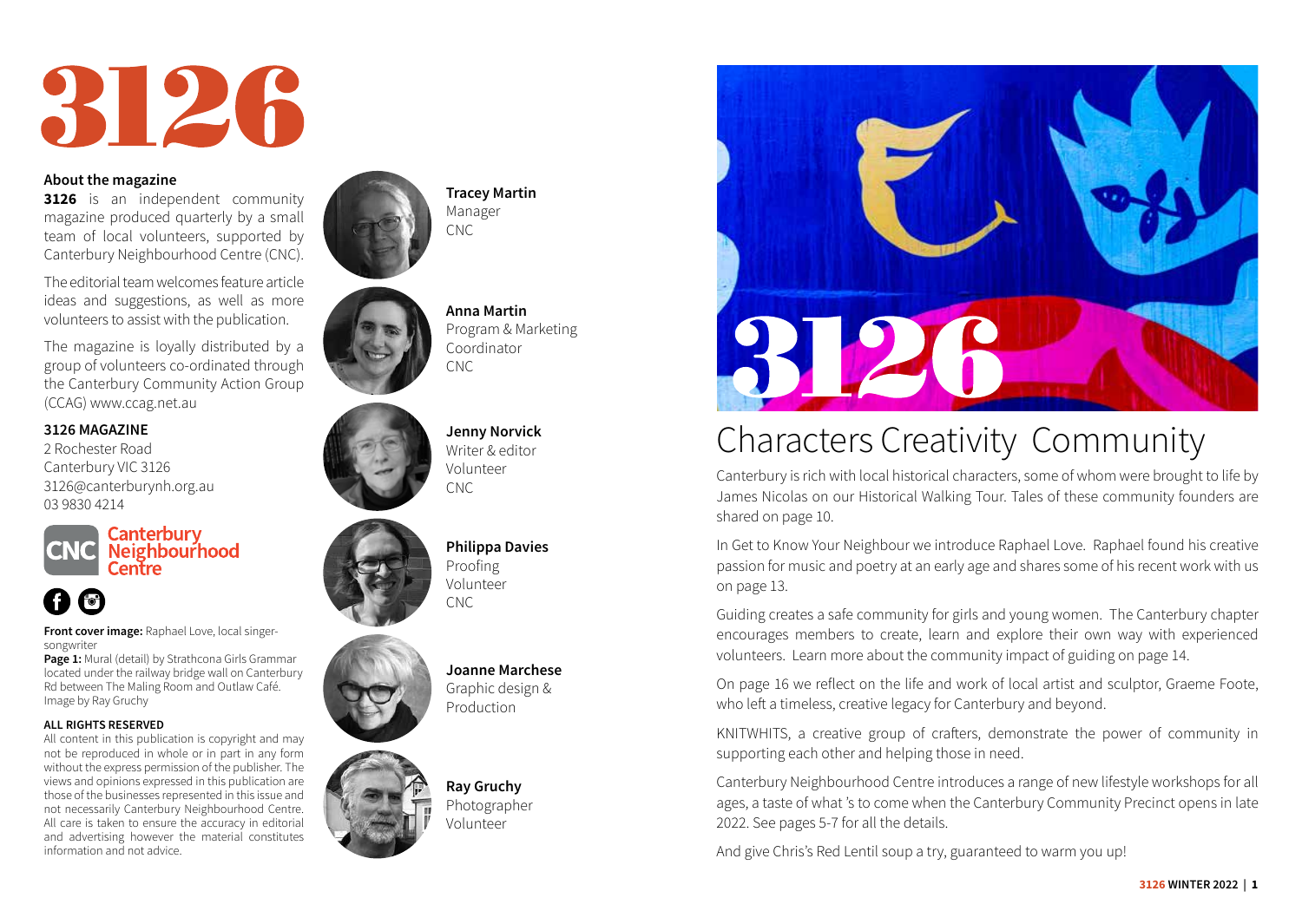# 3126

**About the magazine**

**3126** is an independent community magazine produced quarterly by a small team of local volunteers, supported by Canterbury Neighbourhood Centre (CNC).

The editorial team welcomes feature article ideas and suggestions, as well as more volunteers to assist with the publication.

The magazine is loyally distributed by a group of volunteers co-ordinated through the Canterbury Community Action Group (CCAG) www.ccag.net.au

**3126 MAGAZINE**
2 Rochester Road
Canterbury VIC 3126
3126@canterburynh.org.au
03 9830 4214

CNC Canterbury Neighbourhood Centre

**Front cover image:** Raphael Love, local singer-songwriter

**Page 1:** Mural (detail) by Strathcona Girls Grammar located under the railway bridge wall on Canterbury Rd between The Maling Room and Outlaw Café. Image by Ray Gruchy

**ALL RIGHTS RESERVED**

All content in this publication is copyright and may not be reproduced in whole or in part in any form without the express permission of the publisher. The views and opinions expressed in this publication are those of the businesses represented in this issue and not necessarily Canterbury Neighbourhood Centre. All care is taken to ensure the accuracy in editorial and advertising however the material constitutes information and not advice.

**Tracey Martin**
Manager
CNC

**Anna Martin**
Program & Marketing Coordinator
CNC

**Jenny Norvick**
Writer & editor
Volunteer
CNC

**Philippa Davies**
Proofing
Volunteer
CNC

**Joanne Marchese**
Graphic design & Production

**Ray Gruchy**
Photographer
Volunteer

## Characters Creativity Community

Canterbury is rich with local historical characters, some of whom were brought to life by James Nicolas on our Historical Walking Tour. Tales of these community founders are shared on page 10.

In Get to Know Your Neighbour we introduce Raphael Love. Raphael found his creative passion for music and poetry at an early age and shares some of his recent work with us on page 13.

Guiding creates a safe community for girls and young women. The Canterbury chapter encourages members to create, learn and explore their own way with experienced volunteers. Learn more about the community impact of guiding on page 14.

On page 16 we reflect on the life and work of local artist and sculptor, Graeme Foote, who left a timeless, creative legacy for Canterbury and beyond.

KNITWHITS, a creative group of crafters, demonstrate the power of community in supporting each other and helping those in need.

Canterbury Neighbourhood Centre introduces a range of new lifestyle workshops for all ages, a taste of what 's to come when the Canterbury Community Precinct opens in late 2022. See pages 5-7 for all the details.

And give Chris's Red Lentil soup a try, guaranteed to warm you up!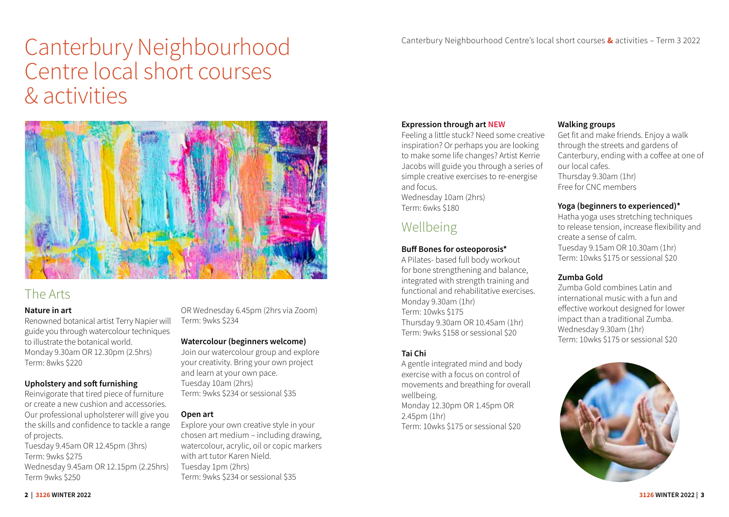# Canterbury Neighbourhood Centre local short courses & activities

## The Arts

**Nature in art**

Renowned botanical artist Terry Napier will guide you through watercolour techniques to illustrate the botanical world.
Monday 9.30am OR 12.30pm (2.5hrs)
Term: 8wks $220

**Upholstery and soft furnishing**

Reinvigorate that tired piece of furniture or create a new cushion and accessories. Our professional upholsterer will give you the skills and confidence to tackle a range of projects.
Tuesday 9.45am OR 12.45pm (3hrs)
Term: 9wks $275
Wednesday 9.45am OR 12.15pm (2.25hrs)
Term 9wks $250
OR Wednesday 6.45pm (2hrs via Zoom)
Term: 9wks $234

**Watercolour (beginners welcome)**

Join our watercolour group and explore your creativity. Bring your own project and learn at your own pace.
Tuesday 10am (2hrs)
Term: 9wks $234 or sessional $35

**Open art**

Explore your own creative style in your chosen art medium – including drawing, watercolour, acrylic, oil or copic markers with art tutor Karen Nield.
Tuesday 1pm (2hrs)
Term: 9wks $234 or sessional $35

**Expression through art NEW**

Feeling a little stuck? Need some creative inspiration? Or perhaps you are looking to make some life changes? Artist Kerrie Jacobs will guide you through a series of simple creative exercises to re-energise and focus.
Wednesday 10am (2hrs)
Term: 6wks $180

## Wellbeing

**Buff Bones for osteoporosis***

A Pilates- based full body workout for bone strengthening and balance, integrated with strength training and functional and rehabilitative exercises.
Monday 9.30am (1hr)
Term: 10wks $175
Thursday 9.30am OR 10.45am (1hr)
Term: 9wks $158 or sessional $20

**Tai Chi**

A gentle integrated mind and body exercise with a focus on control of movements and breathing for overall wellbeing.
Monday 12.30pm OR 1.45pm OR 2.45pm (1hr)
Term: 10wks $175 or sessional $20

**Walking groups**

Get fit and make friends. Enjoy a walk through the streets and gardens of Canterbury, ending with a coffee at one of our local cafes.
Thursday 9.30am (1hr)
Free for CNC members

**Yoga (beginners to experienced)***

Hatha yoga uses stretching techniques to release tension, increase flexibility and create a sense of calm.
Tuesday 9.15am OR 10.30am (1hr)
Term: 10wks $175 or sessional $20

**Zumba Gold**

Zumba Gold combines Latin and international music with a fun and effective workout designed for lower impact than a traditional Zumba.
Wednesday 9.30am (1hr)
Term: 10wks $175 or sessional $20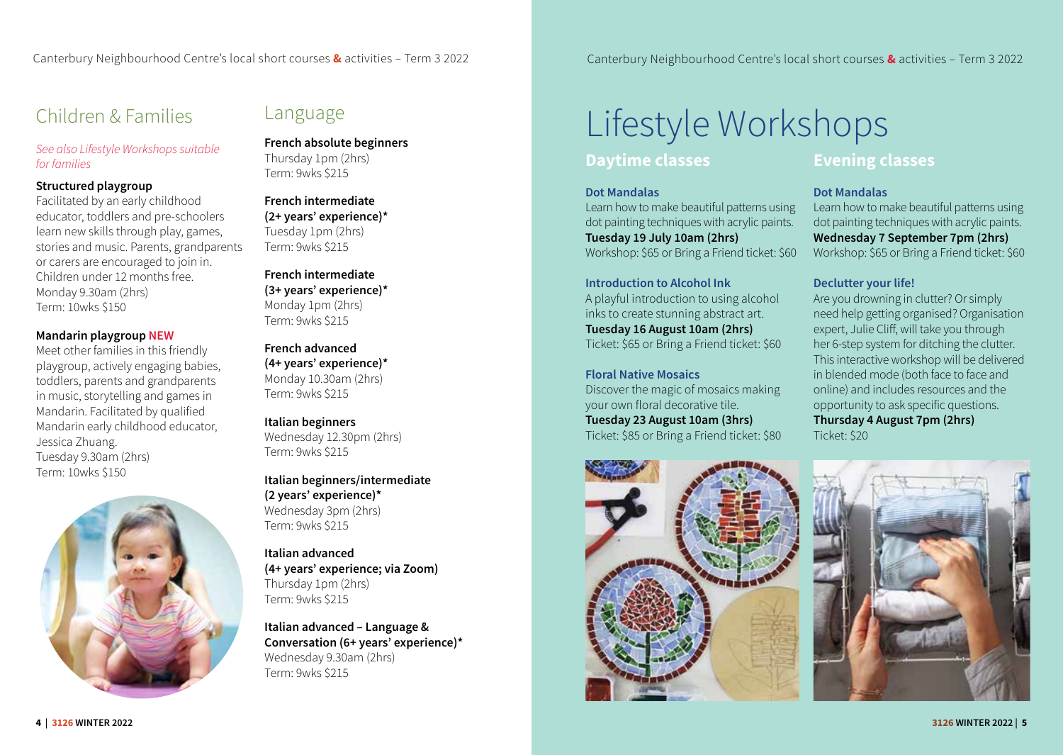## Children & Families

*See also Lifestyle Workshops suitable for families*

**Structured playgroup**
Facilitated by an early childhood educator, toddlers and pre-schoolers learn new skills through play, games, stories and music. Parents, grandparents or carers are encouraged to join in. Children under 12 months free.
Monday 9.30am (2hrs)
Term: 10wks $150

**Mandarin playgroup NEW**
Meet other families in this friendly playgroup, actively engaging babies, toddlers, parents and grandparents in music, storytelling and games in Mandarin. Facilitated by qualified Mandarin early childhood educator, Jessica Zhuang.
Tuesday 9.30am (2hrs)
Term: 10wks $150

## Language

**French absolute beginners**
Thursday 1pm (2hrs)
Term: 9wks $215

**French intermediate (2+ years' experience)***
Tuesday 1pm (2hrs)
Term: 9wks $215

**French intermediate (3+ years' experience)***
Monday 1pm (2hrs)
Term: 9wks $215

**French advanced (4+ years' experience)***
Monday 10.30am (2hrs)
Term: 9wks $215

**Italian beginners**
Wednesday 12.30pm (2hrs)
Term: 9wks $215

**Italian beginners/intermediate (2 years' experience)***
Wednesday 3pm (2hrs)
Term: 9wks $215

**Italian advanced (4+ years' experience; via Zoom)**
Thursday 1pm (2hrs)
Term: 9wks $215

**Italian advanced – Language & Conversation (6+ years' experience)***
Wednesday 9.30am (2hrs)
Term: 9wks $215

# Lifestyle Workshops

## Daytime classes

### Dot Mandalas
Learn how to make beautiful patterns using dot painting techniques with acrylic paints.
**Tuesday 19 July 10am (2hrs)**
Workshop: $65 or Bring a Friend ticket: $60

### Introduction to Alcohol Ink
A playful introduction to using alcohol inks to create stunning abstract art.
**Tuesday 16 August 10am (2hrs)**
Ticket: $65 or Bring a Friend ticket: $60

### Floral Native Mosaics
Discover the magic of mosaics making your own floral decorative tile.
**Tuesday 23 August 10am (3hrs)**
Ticket: $85 or Bring a Friend ticket: $80

## Evening classes

### Dot Mandalas
Learn how to make beautiful patterns using dot painting techniques with acrylic paints.
**Wednesday 7 September 7pm (2hrs)**
Workshop: $65 or Bring a Friend ticket: $60

### Declutter your life!
Are you drowning in clutter? Or simply need help getting organised? Organisation expert, Julie Cliff, will take you through her 6-step system for ditching the clutter. This interactive workshop will be delivered in blended mode (both face to face and online) and includes resources and the opportunity to ask specific questions.
**Thursday 4 August 7pm (2hrs)**
Ticket: $20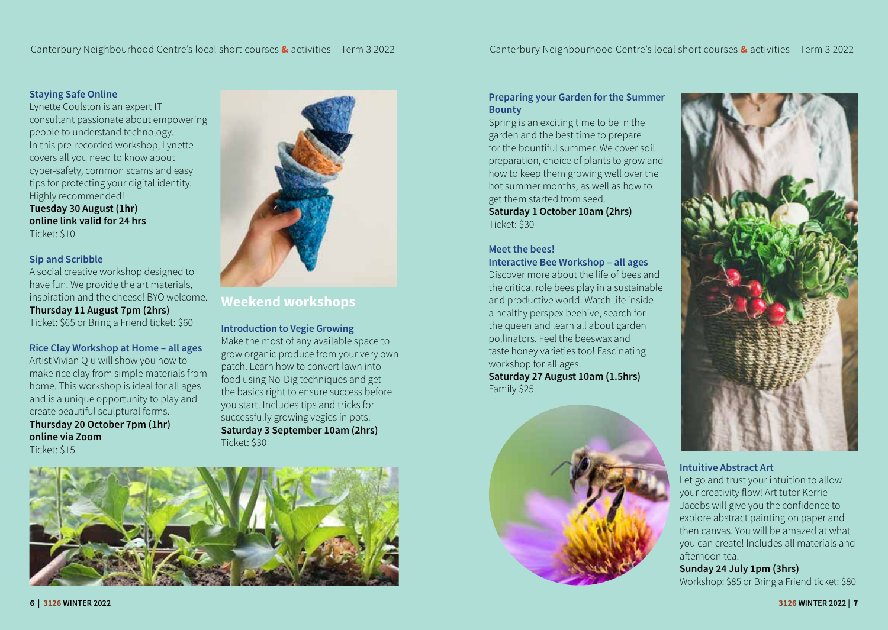### Staying Safe Online

Lynette Coulston is an expert IT consultant passionate about empowering people to understand technology. In this pre-recorded workshop, Lynette covers all you need to know about cyber-safety, common scams and easy tips for protecting your digital identity. Highly recommended!

**Tuesday 30 August (1hr)**
**online link valid for 24 hrs**
Ticket: $10

### Sip and Scribble

A social creative workshop designed to have fun. We provide the art materials, inspiration and the cheese! BYO welcome.

**Thursday 11 August 7pm (2hrs)**
Ticket: $65 or Bring a Friend ticket: $60

### Rice Clay Workshop at Home – all ages

Artist Vivian Qiu will show you how to make rice clay from simple materials from home. This workshop is ideal for all ages and is a unique opportunity to play and create beautiful sculptural forms.

**Thursday 20 October 7pm (1hr)**
**online via Zoom**
Ticket: $15

## Weekend workshops

### Introduction to Vegie Growing

Make the most of any available space to grow organic produce from your very own patch. Learn how to convert lawn into food using No-Dig techniques and get the basics right to ensure success before you start. Includes tips and tricks for successfully growing vegies in pots.

**Saturday 3 September 10am (2hrs)**
Ticket: $30

### Preparing your Garden for the Summer Bounty

Spring is an exciting time to be in the garden and the best time to prepare for the bountiful summer. We cover soil preparation, choice of plants to grow and how to keep them growing well over the hot summer months; as well as how to get them started from seed.

**Saturday 1 October 10am (2hrs)**
Ticket: $30

### Meet the bees!
### Interactive Bee Workshop – all ages

Discover more about the life of bees and the critical role bees play in a sustainable and productive world. Watch life inside a healthy perspex beehive, search for the queen and learn all about garden pollinators. Feel the beeswax and taste honey varieties too! Fascinating workshop for all ages.

**Saturday 27 August 10am (1.5hrs)**
Family $25

### Intuitive Abstract Art

Let go and trust your intuition to allow your creativity flow! Art tutor Kerrie Jacobs will give you the confidence to explore abstract painting on paper and then canvas. You will be amazed at what you can create! Includes all materials and afternoon tea.

**Sunday 24 July 1pm (3hrs)**
Workshop: $85 or Bring a Friend ticket: $80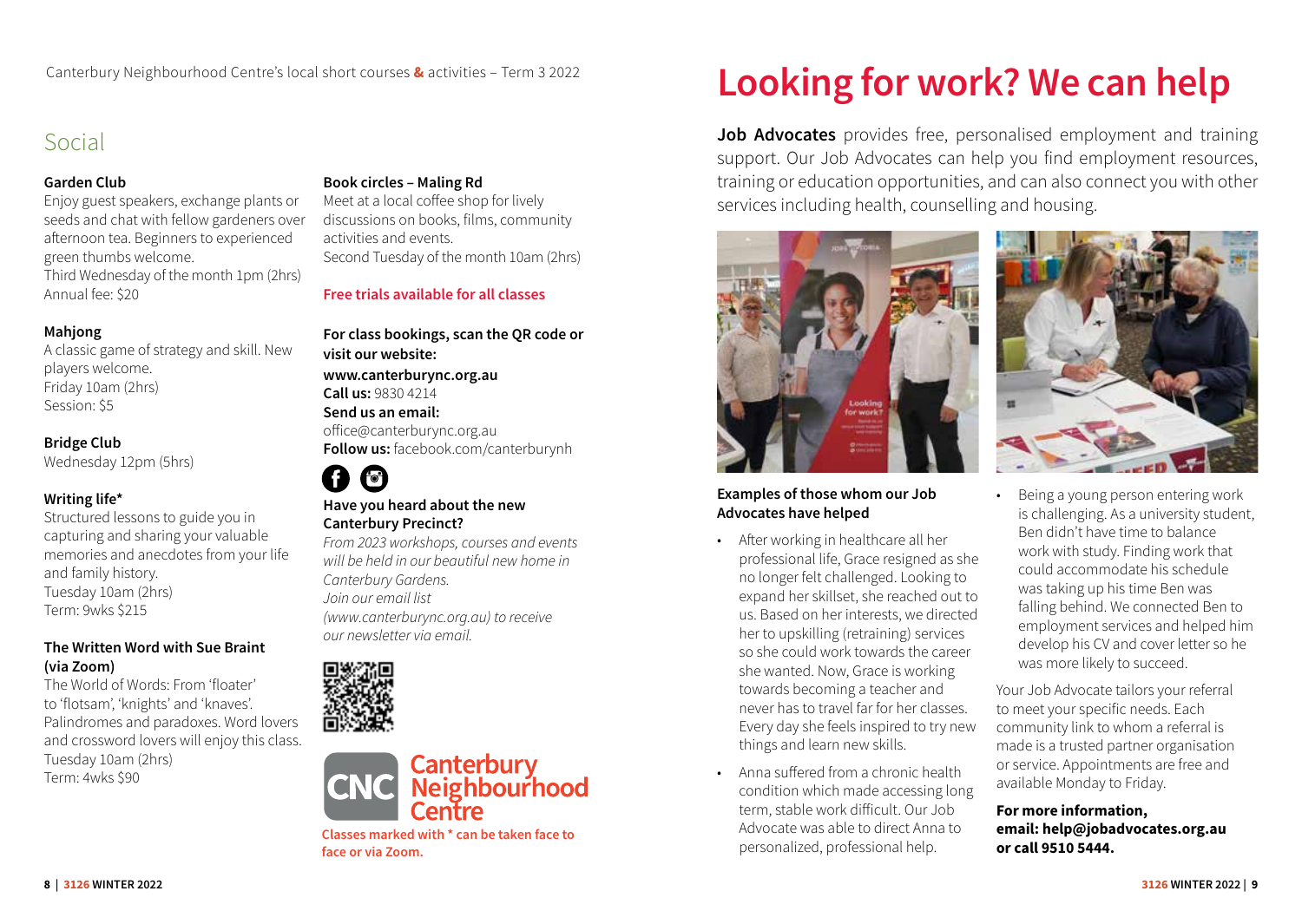Canterbury Neighbourhood Centre's local short courses & activities – Term 3 2022

## Social

**Garden Club**
Enjoy guest speakers, exchange plants or seeds and chat with fellow gardeners over afternoon tea. Beginners to experienced green thumbs welcome.
Third Wednesday of the month 1pm (2hrs)
Annual fee: $20

**Mahjong**
A classic game of strategy and skill. New players welcome.
Friday 10am (2hrs)
Session: $5

**Bridge Club**
Wednesday 12pm (5hrs)

**Writing life***
Structured lessons to guide you in capturing and sharing your valuable memories and anecdotes from your life and family history.
Tuesday 10am (2hrs)
Term: 9wks $215

**The Written Word with Sue Braint (via Zoom)**
The World of Words: From 'floater' to 'flotsam', 'knights' and 'knaves'. Palindromes and paradoxes. Word lovers and crossword lovers will enjoy this class.
Tuesday 10am (2hrs)
Term: 4wks $90

**Book circles – Maling Rd**
Meet at a local coffee shop for lively discussions on books, films, community activities and events.
Second Tuesday of the month 10am (2hrs)

**Free trials available for all classes**

**For class bookings, scan the QR code or visit our website:**
**www.canterburync.org.au**
**Call us:** 9830 4214
**Send us an email:**
office@canterburync.org.au
**Follow us:** facebook.com/canterburynh

**Have you heard about the new Canterbury Precinct?**
*From 2023 workshops, courses and events will be held in our beautiful new home in Canterbury Gardens.*
*Join our email list (www.canterburync.org.au) to receive our newsletter via email.*

CNC Canterbury Neighbourhood Centre

**Classes marked with * can be taken face to face or via Zoom.**

# Looking for work? We can help

**Job Advocates** provides free, personalised employment and training support. Our Job Advocates can help you find employment resources, training or education opportunities, and can also connect you with other services including health, counselling and housing.

**Examples of those whom our Job Advocates have helped**

- After working in healthcare all her professional life, Grace resigned as she no longer felt challenged. Looking to expand her skillset, she reached out to us. Based on her interests, we directed her to upskilling (retraining) services so she could work towards the career she wanted. Now, Grace is working towards becoming a teacher and never has to travel far for her classes. Every day she feels inspired to try new things and learn new skills.
- Anna suffered from a chronic health condition which made accessing long term, stable work difficult. Our Job Advocate was able to direct Anna to personalized, professional help.
- Being a young person entering work is challenging. As a university student, Ben didn't have time to balance work with study. Finding work that could accommodate his schedule was taking up his time Ben was falling behind. We connected Ben to employment services and helped him develop his CV and cover letter so he was more likely to succeed.

Your Job Advocate tailors your referral to meet your specific needs. Each community link to whom a referral is made is a trusted partner organisation or service. Appointments are free and available Monday to Friday.

**For more information, email: help@jobadvocates.org.au or call 9510 5444.**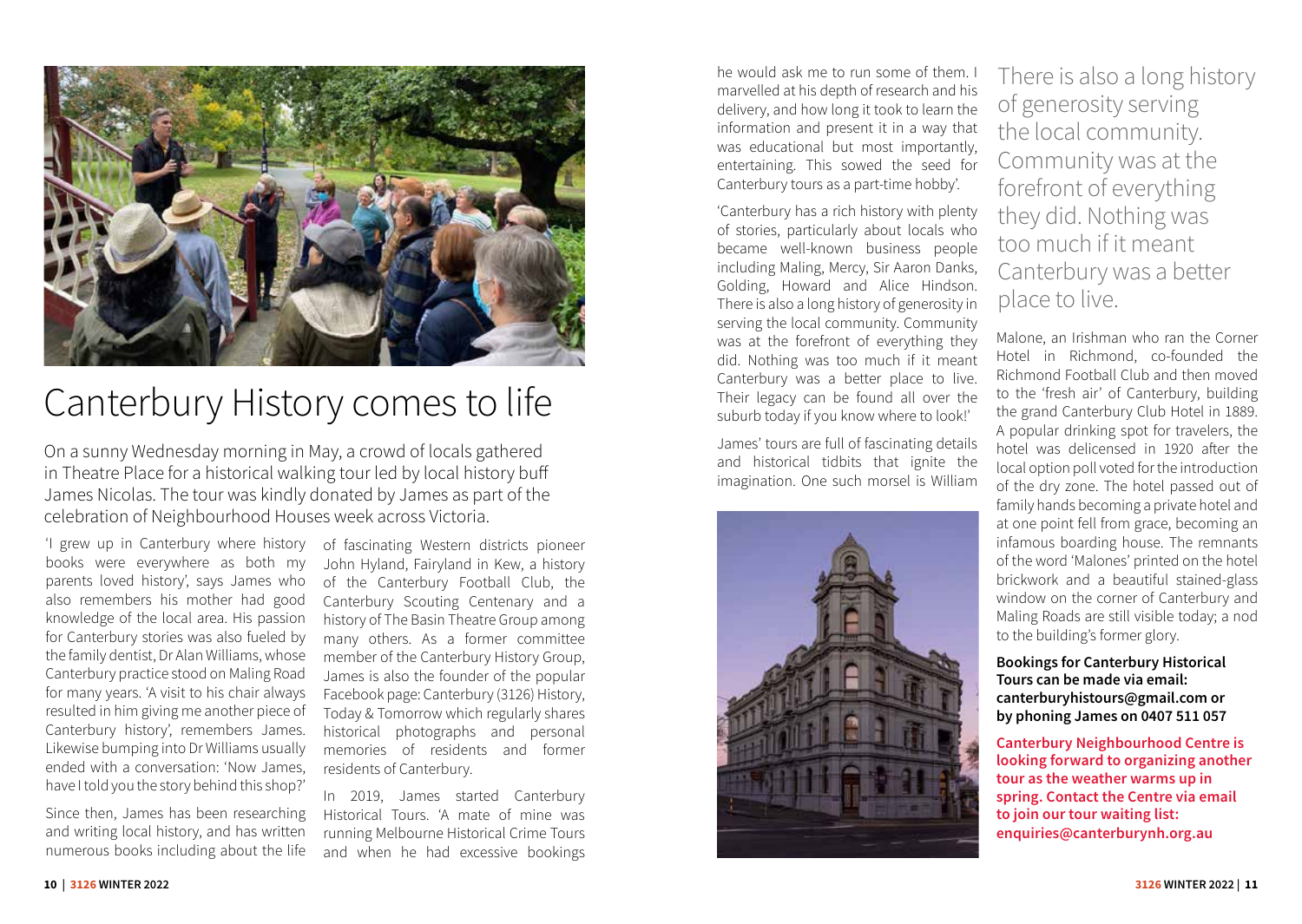# Canterbury History comes to life

On a sunny Wednesday morning in May, a crowd of locals gathered in Theatre Place for a historical walking tour led by local history buff James Nicolas. The tour was kindly donated by James as part of the celebration of Neighbourhood Houses week across Victoria.

'I grew up in Canterbury where history books were everywhere as both my parents loved history', says James who also remembers his mother had good knowledge of the local area. His passion for Canterbury stories was also fueled by the family dentist, Dr Alan Williams, whose Canterbury practice stood on Maling Road for many years. 'A visit to his chair always resulted in him giving me another piece of Canterbury history', remembers James. Likewise bumping into Dr Williams usually ended with a conversation: 'Now James, have I told you the story behind this shop?'

Since then, James has been researching and writing local history, and has written numerous books including about the life of fascinating Western districts pioneer John Hyland, Fairyland in Kew, a history of the Canterbury Football Club, the Canterbury Scouting Centenary and a history of The Basin Theatre Group among many others. As a former committee member of the Canterbury History Group, James is also the founder of the popular Facebook page: Canterbury (3126) History, Today & Tomorrow which regularly shares historical photographs and personal memories of residents and former residents of Canterbury.

In 2019, James started Canterbury Historical Tours. 'A mate of mine was running Melbourne Historical Crime Tours and when he had excessive bookings he would ask me to run some of them. I marvelled at his depth of research and his delivery, and how long it took to learn the information and present it in a way that was educational but most importantly, entertaining. This sowed the seed for Canterbury tours as a part-time hobby'.

'Canterbury has a rich history with plenty of stories, particularly about locals who became well-known business people including Maling, Mercy, Sir Aaron Danks, Golding, Howard and Alice Hindson. There is also a long history of generosity in serving the local community. Community was at the forefront of everything they did. Nothing was too much if it meant Canterbury was a better place to live. Their legacy can be found all over the suburb today if you know where to look!'

James' tours are full of fascinating details and historical tidbits that ignite the imagination. One such morsel is William Malone, an Irishman who ran the Corner Hotel in Richmond, co-founded the Richmond Football Club and then moved to the 'fresh air' of Canterbury, building the grand Canterbury Club Hotel in 1889. A popular drinking spot for travelers, the hotel was delicensed in 1920 after the local option poll voted for the introduction of the dry zone. The hotel passed out of family hands becoming a private hotel and at one point fell from grace, becoming an infamous boarding house. The remnants of the word 'Malones' printed on the hotel brickwork and a beautiful stained-glass window on the corner of Canterbury and Maling Roads are still visible today; a nod to the building's former glory.

> There is also a long history of generosity serving the local community. Community was at the forefront of everything they did. Nothing was too much if it meant Canterbury was a better place to live.

**Bookings for Canterbury Historical Tours can be made via email: canterburyhistours@gmail.com or by phoning James on 0407 511 057**

**Canterbury Neighbourhood Centre is looking forward to organizing another tour as the weather warms up in spring. Contact the Centre via email to join our tour waiting list: enquiries@canterburynh.org.au**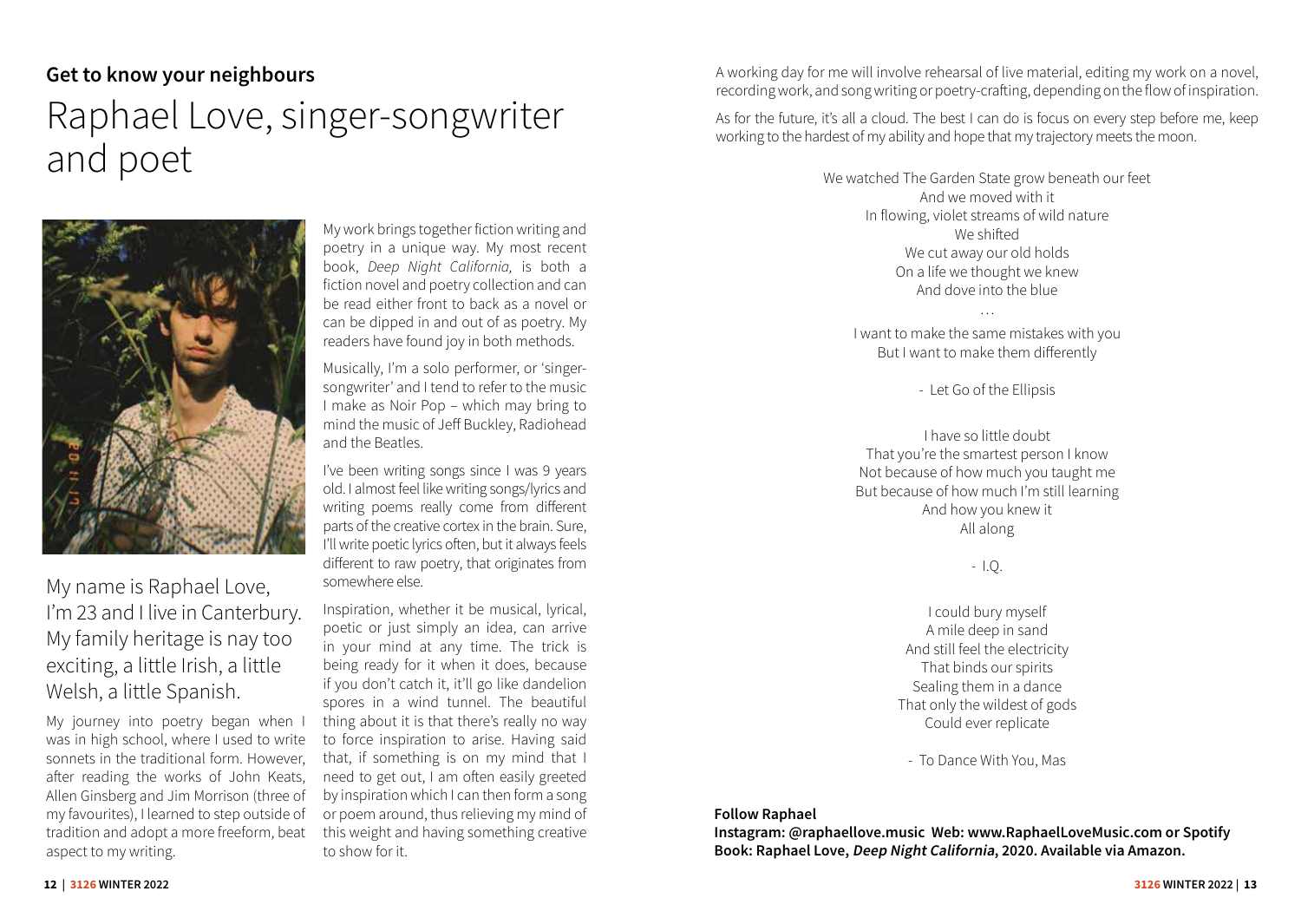**Get to know your neighbours**

# Raphael Love, singer-songwriter and poet

## My name is Raphael Love, I'm 23 and I live in Canterbury. My family heritage is nay too exciting, a little Irish, a little Welsh, a little Spanish.

My journey into poetry began when I was in high school, where I used to write sonnets in the traditional form. However, after reading the works of John Keats, Allen Ginsberg and Jim Morrison (three of my favourites), I learned to step outside of tradition and adopt a more freeform, beat aspect to my writing.

My work brings together fiction writing and poetry in a unique way. My most recent book, *Deep Night California,* is both a fiction novel and poetry collection and can be read either front to back as a novel or can be dipped in and out of as poetry. My readers have found joy in both methods.

Musically, I'm a solo performer, or 'singer-songwriter' and I tend to refer to the music I make as Noir Pop – which may bring to mind the music of Jeff Buckley, Radiohead and the Beatles.

I've been writing songs since I was 9 years old. I almost feel like writing songs/lyrics and writing poems really come from different parts of the creative cortex in the brain. Sure, I'll write poetic lyrics often, but it always feels different to raw poetry, that originates from somewhere else.

Inspiration, whether it be musical, lyrical, poetic or just simply an idea, can arrive in your mind at any time. The trick is being ready for it when it does, because if you don't catch it, it'll go like dandelion spores in a wind tunnel. The beautiful thing about it is that there's really no way to force inspiration to arise. Having said that, if something is on my mind that I need to get out, I am often easily greeted by inspiration which I can then form a song or poem around, thus relieving my mind of this weight and having something creative to show for it.

A working day for me will involve rehearsal of live material, editing my work on a novel, recording work, and songwriting or poetry-crafting, depending on the flow of inspiration.

As for the future, it's all a cloud. The best I can do is focus on every step before me, keep working to the hardest of my ability and hope that my trajectory meets the moon.

We watched The Garden State grow beneath our feet
And we moved with it
In flowing, violet streams of wild nature
We shifted
We cut away our old holds
On a life we thought we knew
And dove into the blue

…

I want to make the same mistakes with you
But I want to make them differently

- Let Go of the Ellipsis

I have so little doubt
That you're the smartest person I know
Not because of how much you taught me
But because of how much I'm still learning
And how you knew it
All along

- I.Q.

I could bury myself
A mile deep in sand
And still feel the electricity
That binds our spirits
Sealing them in a dance
That only the wildest of gods
Could ever replicate

- To Dance With You, Mas

**Follow Raphael**

**Instagram: @raphaellove.music Web: www.RaphaelLoveMusic.com or Spotify**

**Book: Raphael Love, *Deep Night California*, 2020. Available via Amazon.**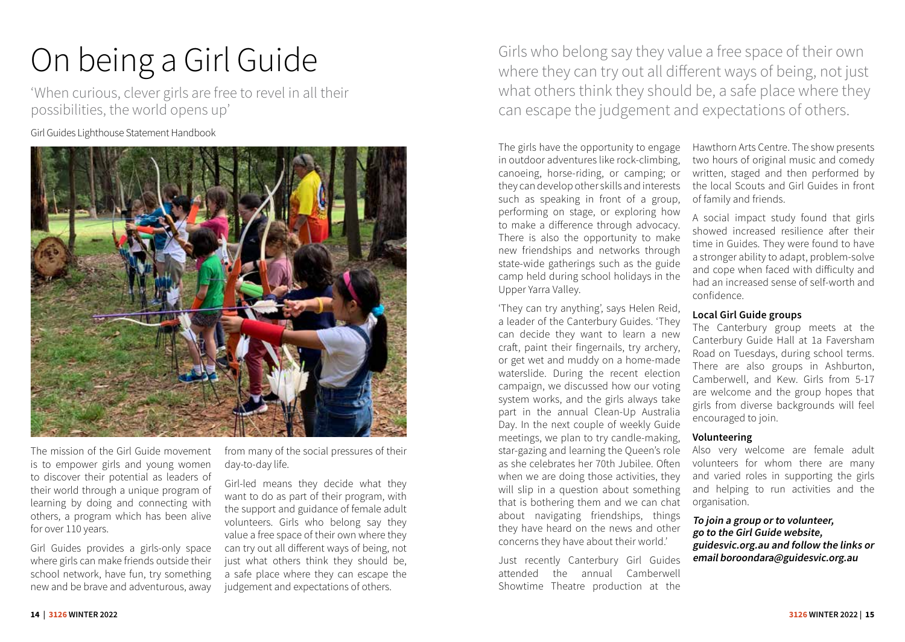# On being a Girl Guide

'When curious, clever girls are free to revel in all their possibilities, the world opens up'

Girl Guides Lighthouse Statement Handbook

The mission of the Girl Guide movement is to empower girls and young women to discover their potential as leaders of their world through a unique program of learning by doing and connecting with others, a program which has been alive for over 110 years.

Girl Guides provides a girls-only space where girls can make friends outside their school network, have fun, try something new and be brave and adventurous, away from many of the social pressures of their day-to-day life.

Girl-led means they decide what they want to do as part of their program, with the support and guidance of female adult volunteers. Girls who belong say they value a free space of their own where they can try out all different ways of being, not just what others think they should be, a safe place where they can escape the judgement and expectations of others.

Girls who belong say they value a free space of their own where they can try out all different ways of being, not just what others think they should be, a safe place where they can escape the judgement and expectations of others.

The girls have the opportunity to engage in outdoor adventures like rock-climbing, canoeing, horse-riding, or camping; or they can develop other skills and interests such as speaking in front of a group, performing on stage, or exploring how to make a difference through advocacy. There is also the opportunity to make new friendships and networks through state-wide gatherings such as the guide camp held during school holidays in the Upper Yarra Valley.

'They can try anything', says Helen Reid, a leader of the Canterbury Guides. 'They can decide they want to learn a new craft, paint their fingernails, try archery, or get wet and muddy on a home-made waterslide. During the recent election campaign, we discussed how our voting system works, and the girls always take part in the annual Clean-Up Australia Day. In the next couple of weekly Guide meetings, we plan to try candle-making, star-gazing and learning the Queen's role as she celebrates her 70th Jubilee. Often when we are doing those activities, they will slip in a question about something that is bothering them and we can chat about navigating friendships, things they have heard on the news and other concerns they have about their world.'

Just recently Canterbury Girl Guides attended the annual Camberwell Showtime Theatre production at the Hawthorn Arts Centre. The show presents two hours of original music and comedy written, staged and then performed by the local Scouts and Girl Guides in front of family and friends.

A social impact study found that girls showed increased resilience after their time in Guides. They were found to have a stronger ability to adapt, problem-solve and cope when faced with difficulty and had an increased sense of self-worth and confidence.

### Local Girl Guide groups

The Canterbury group meets at the Canterbury Guide Hall at 1a Faversham Road on Tuesdays, during school terms. There are also groups in Ashburton, Camberwell, and Kew. Girls from 5-17 are welcome and the group hopes that girls from diverse backgrounds will feel encouraged to join.

### Volunteering

Also very welcome are female adult volunteers for whom there are many and varied roles in supporting the girls and helping to run activities and the organisation.

***To join a group or to volunteer, go to the Girl Guide website, guidesvic.org.au and follow the links or email boroondara@guidesvic.org.au***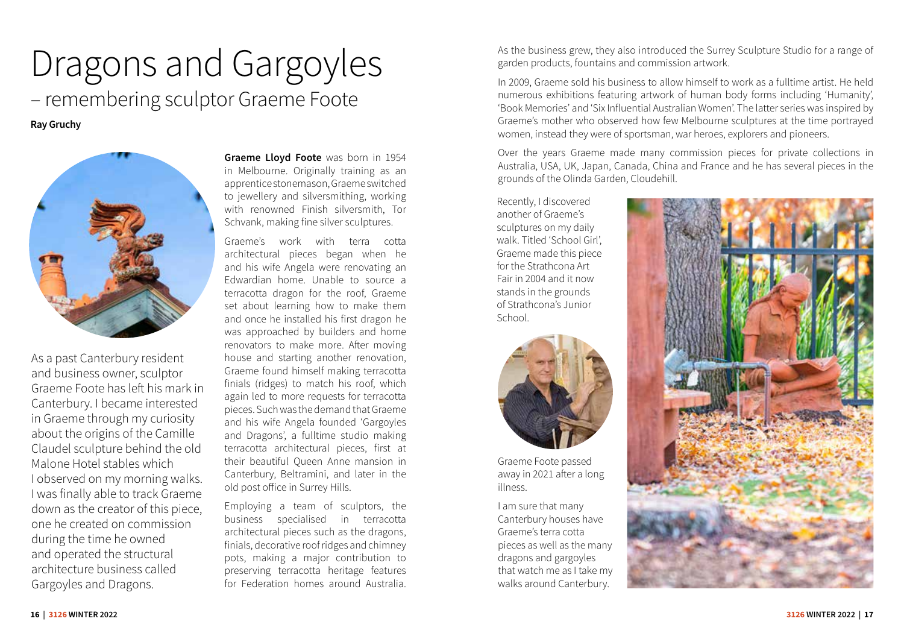# Dragons and Gargoyles

## – remembering sculptor Graeme Foote

**Ray Gruchy**

As a past Canterbury resident and business owner, sculptor Graeme Foote has left his mark in Canterbury. I became interested in Graeme through my curiosity about the origins of the Camille Claudel sculpture behind the old Malone Hotel stables which I observed on my morning walks. I was finally able to track Graeme down as the creator of this piece, one he created on commission during the time he owned and operated the structural architecture business called Gargoyles and Dragons.

**Graeme Lloyd Foote** was born in 1954 in Melbourne. Originally training as an apprentice stonemason, Graeme switched to jewellery and silversmithing, working with renowned Finish silversmith, Tor Schvank, making fine silver sculptures.

Graeme's work with terra cotta architectural pieces began when he and his wife Angela were renovating an Edwardian home. Unable to source a terracotta dragon for the roof, Graeme set about learning how to make them and once he installed his first dragon he was approached by builders and home renovators to make more. After moving house and starting another renovation, Graeme found himself making terracotta finials (ridges) to match his roof, which again led to more requests for terracotta pieces. Such was the demand that Graeme and his wife Angela founded 'Gargoyles and Dragons', a fulltime studio making terracotta architectural pieces, first at their beautiful Queen Anne mansion in Canterbury, Beltramini, and later in the old post office in Surrey Hills.

Employing a team of sculptors, the business specialised in terracotta architectural pieces such as the dragons, finials, decorative roof ridges and chimney pots, making a major contribution to preserving terracotta heritage features for Federation homes around Australia.

As the business grew, they also introduced the Surrey Sculpture Studio for a range of garden products, fountains and commission artwork.

In 2009, Graeme sold his business to allow himself to work as a fulltime artist. He held numerous exhibitions featuring artwork of human body forms including 'Humanity', 'Book Memories' and 'Six Influential Australian Women'. The latter series was inspired by Graeme's mother who observed how few Melbourne sculptures at the time portrayed women, instead they were of sportsman, war heroes, explorers and pioneers.

Over the years Graeme made many commission pieces for private collections in Australia, USA, UK, Japan, Canada, China and France and he has several pieces in the grounds of the Olinda Garden, Cloudehill.

Recently, I discovered another of Graeme's sculptures on my daily walk. Titled 'School Girl', Graeme made this piece for the Strathcona Art Fair in 2004 and it now stands in the grounds of Strathcona's Junior School.

Graeme Foote passed away in 2021 after a long illness.

I am sure that many Canterbury houses have Graeme's terra cotta pieces as well as the many dragons and gargoyles that watch me as I take my walks around Canterbury.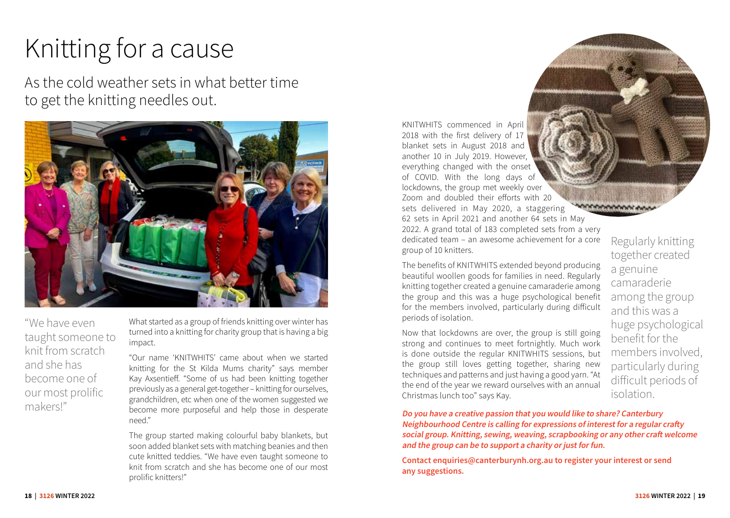# Knitting for a cause

## As the cold weather sets in what better time to get the knitting needles out.

"We have even taught someone to knit from scratch and she has become one of our most prolific makers!"

What started as a group of friends knitting over winter has turned into a knitting for charity group that is having a big impact.

"Our name 'KNITWHITS' came about when we started knitting for the St Kilda Mums charity" says member Kay Axsentieff. "Some of us had been knitting together previously as a general get-together – knitting for ourselves, grandchildren, etc when one of the women suggested we become more purposeful and help those in desperate need."

The group started making colourful baby blankets, but soon added blanket sets with matching beanies and then cute knitted teddies. "We have even taught someone to knit from scratch and she has become one of our most prolific knitters!"

KNITWHITS commenced in April 2018 with the first delivery of 17 blanket sets in August 2018 and another 10 in July 2019. However, everything changed with the onset of COVID. With the long days of lockdowns, the group met weekly over Zoom and doubled their efforts with 20 sets delivered in May 2020, a staggering 62 sets in April 2021 and another 64 sets in May 2022. A grand total of 183 completed sets from a very dedicated team – an awesome achievement for a core group of 10 knitters.

The benefits of KNITWHITS extended beyond producing beautiful woollen goods for families in need. Regularly knitting together created a genuine camaraderie among the group and this was a huge psychological benefit for the members involved, particularly during difficult periods of isolation.

Now that lockdowns are over, the group is still going strong and continues to meet fortnightly. Much work is done outside the regular KNITWHITS sessions, but the group still loves getting together, sharing new techniques and patterns and just having a good yarn. "At the end of the year we reward ourselves with an annual Christmas lunch too" says Kay.

Regularly knitting together created a genuine camaraderie among the group and this was a huge psychological benefit for the members involved, particularly during difficult periods of isolation.

***Do you have a creative passion that you would like to share? Canterbury Neighbourhood Centre is calling for expressions of interest for a regular crafty social group. Knitting, sewing, weaving, scrapbooking or any other craft welcome and the group can be to support a charity or just for fun.***

**Contact enquiries@canterburynh.org.au to register your interest or send any suggestions.**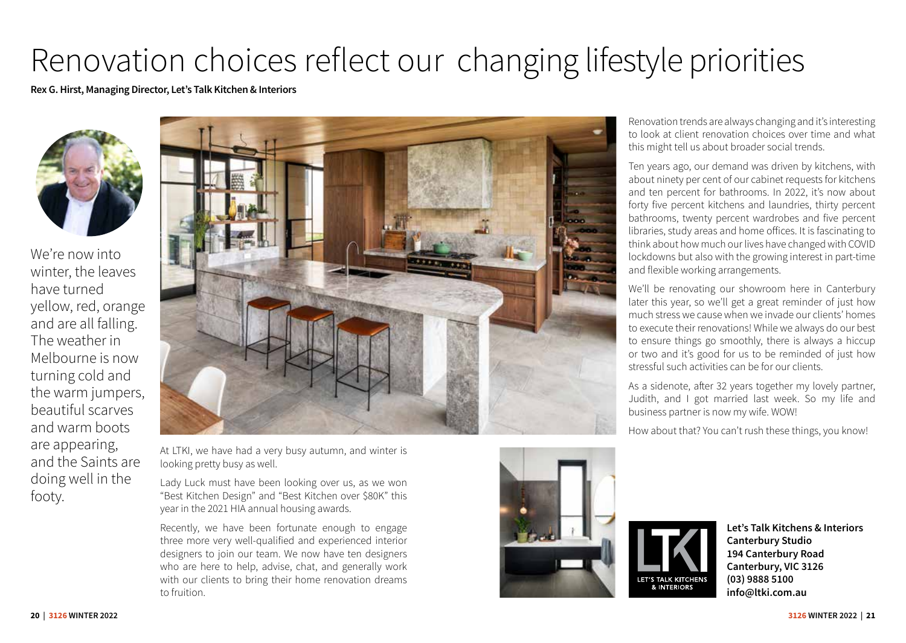# Renovation choices reflect our changing lifestyle priorities

**Rex G. Hirst, Managing Director, Let's Talk Kitchen & Interiors**

We're now into winter, the leaves have turned yellow, red, orange and are all falling. The weather in Melbourne is now turning cold and the warm jumpers, beautiful scarves and warm boots are appearing, and the Saints are doing well in the footy.

At LTKI, we have had a very busy autumn, and winter is looking pretty busy as well.

Lady Luck must have been looking over us, as we won "Best Kitchen Design" and "Best Kitchen over $80K" this year in the 2021 HIA annual housing awards.

Recently, we have been fortunate enough to engage three more very well-qualified and experienced interior designers to join our team. We now have ten designers who are here to help, advise, chat, and generally work with our clients to bring their home renovation dreams to fruition.

Renovation trends are always changing and it's interesting to look at client renovation choices over time and what this might tell us about broader social trends.

Ten years ago, our demand was driven by kitchens, with about ninety per cent of our cabinet requests for kitchens and ten percent for bathrooms. In 2022, it's now about forty five percent kitchens and laundries, thirty percent bathrooms, twenty percent wardrobes and five percent libraries, study areas and home offices. It is fascinating to think about how much our lives have changed with COVID lockdowns but also with the growing interest in part-time and flexible working arrangements.

We'll be renovating our showroom here in Canterbury later this year, so we'll get a great reminder of just how much stress we cause when we invade our clients' homes to execute their renovations! While we always do our best to ensure things go smoothly, there is always a hiccup or two and it's good for us to be reminded of just how stressful such activities can be for our clients.

As a sidenote, after 32 years together my lovely partner, Judith, and I got married last week. So my life and business partner is now my wife. WOW!

How about that? You can't rush these things, you know!

LTKI
LET'S TALK KITCHENS & INTERIORS

**Let's Talk Kitchens & Interiors**
**Canterbury Studio**
**194 Canterbury Road**
**Canterbury, VIC 3126**
**(03) 9888 5100**
**info@ltki.com.au**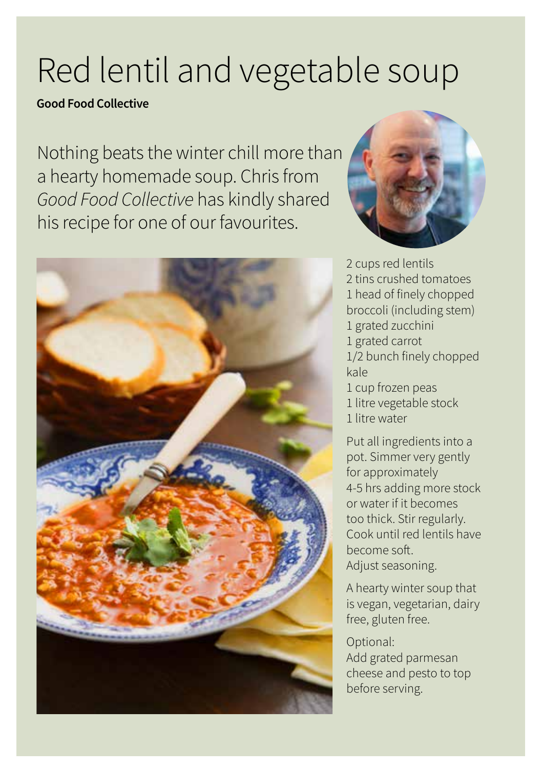# Red lentil and vegetable soup

**Good Food Collective**

Nothing beats the winter chill more than a hearty homemade soup. Chris from *Good Food Collective* has kindly shared his recipe for one of our favourites.

2 cups red lentils
2 tins crushed tomatoes
1 head of finely chopped broccoli (including stem)
1 grated zucchini
1 grated carrot
1/2 bunch finely chopped kale
1 cup frozen peas
1 litre vegetable stock
1 litre water

Put all ingredients into a pot. Simmer very gently for approximately 4-5 hrs adding more stock or water if it becomes too thick. Stir regularly. Cook until red lentils have become soft.
Adjust seasoning.

A hearty winter soup that is vegan, vegetarian, dairy free, gluten free.

Optional:
Add grated parmesan cheese and pesto to top before serving.